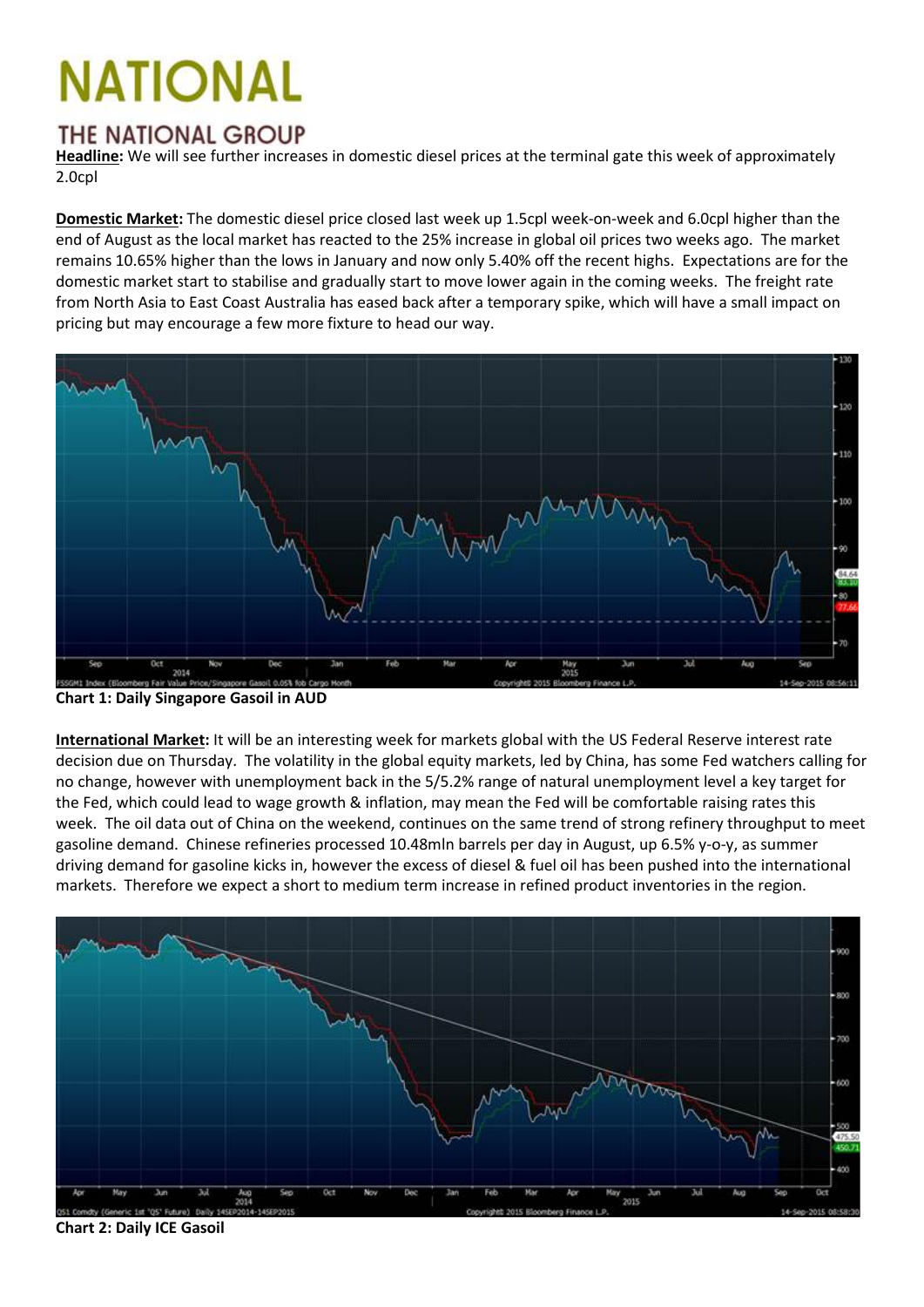# NATIONAL

## THE NATIONAL GROUP

**Headline:** We will see further increases in domestic diesel prices at the terminal gate this week of approximately 2.0cpl

**Domestic Market:** The domestic diesel price closed last week up 1.5cpl week-on-week and 6.0cpl higher than the end of August as the local market has reacted to the 25% increase in global oil prices two weeks ago. The market remains 10.65% higher than the lows in January and now only 5.40% off the recent highs. Expectations are for the domestic market start to stabilise and gradually start to move lower again in the coming weeks. The freight rate from North Asia to East Coast Australia has eased back after a temporary spike, which will have a small impact on pricing but may encourage a few more fixture to head our way.

**Chart 1: Daily Singapore Gasoil in AUD**

**International Market:** It will be an interesting week for markets global with the US Federal Reserve interest rate decision due on Thursday. The volatility in the global equity markets, led by China, has some Fed watchers calling for no change, however with unemployment back in the 5/5.2% range of natural unemployment level a key target for the Fed, which could lead to wage growth & inflation, may mean the Fed will be comfortable raising rates this week. The oil data out of China on the weekend, continues on the same trend of strong refinery throughput to meet gasoline demand. Chinese refineries processed 10.48mln barrels per day in August, up 6.5% y-o-y, as summer driving demand for gasoline kicks in, however the excess of diesel & fuel oil has been pushed into the international markets. Therefore we expect a short to medium term increase in refined product inventories in the region.

**Chart 2: Daily ICE Gasoil**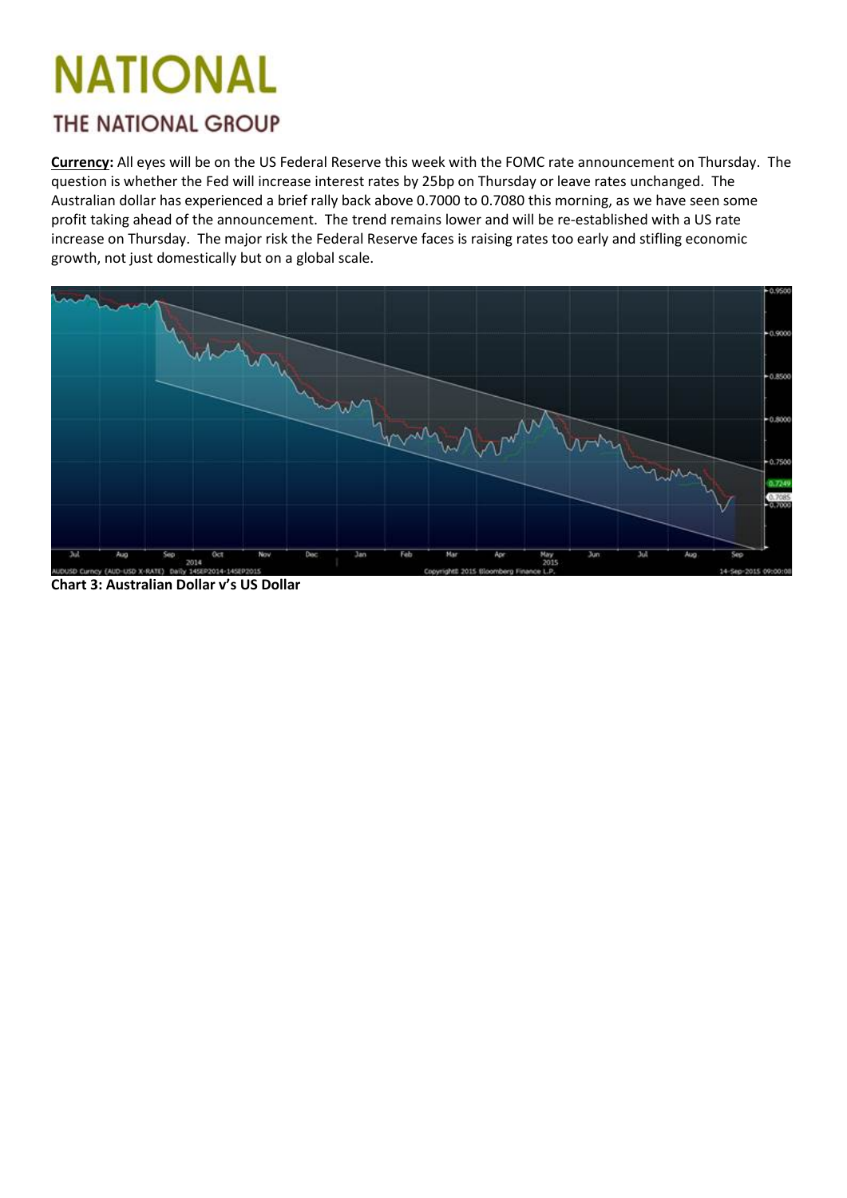# NATIONAL

## THE NATIONAL GROUP

**Currency:** All eyes will be on the US Federal Reserve this week with the FOMC rate announcement on Thursday. The question is whether the Fed will increase interest rates by 25bp on Thursday or leave rates unchanged. The Australian dollar has experienced a brief rally back above 0.7000 to 0.7080 this morning, as we have seen some profit taking ahead of the announcement. The trend remains lower and will be re-established with a US rate increase on Thursday. The major risk the Federal Reserve faces is raising rates too early and stifling economic growth, not just domestically but on a global scale.

0.9500
0.9000
0.8500
0.8000
0.7500
0.7249
0.7085
0.7000

Jul Aug Sep 2014 Oct Nov Dec Jan Feb Mar Apr May 2015 Jun Jul Aug Sep

AUDUSD Curncy (AUD-USD X-RATE) Daily 14SEP2014-14SEP2015

Copyright© 2015 Bloomberg Finance L.P.

14-Sep-2015 09:00:08

**Chart 3: Australian Dollar v's US Dollar**